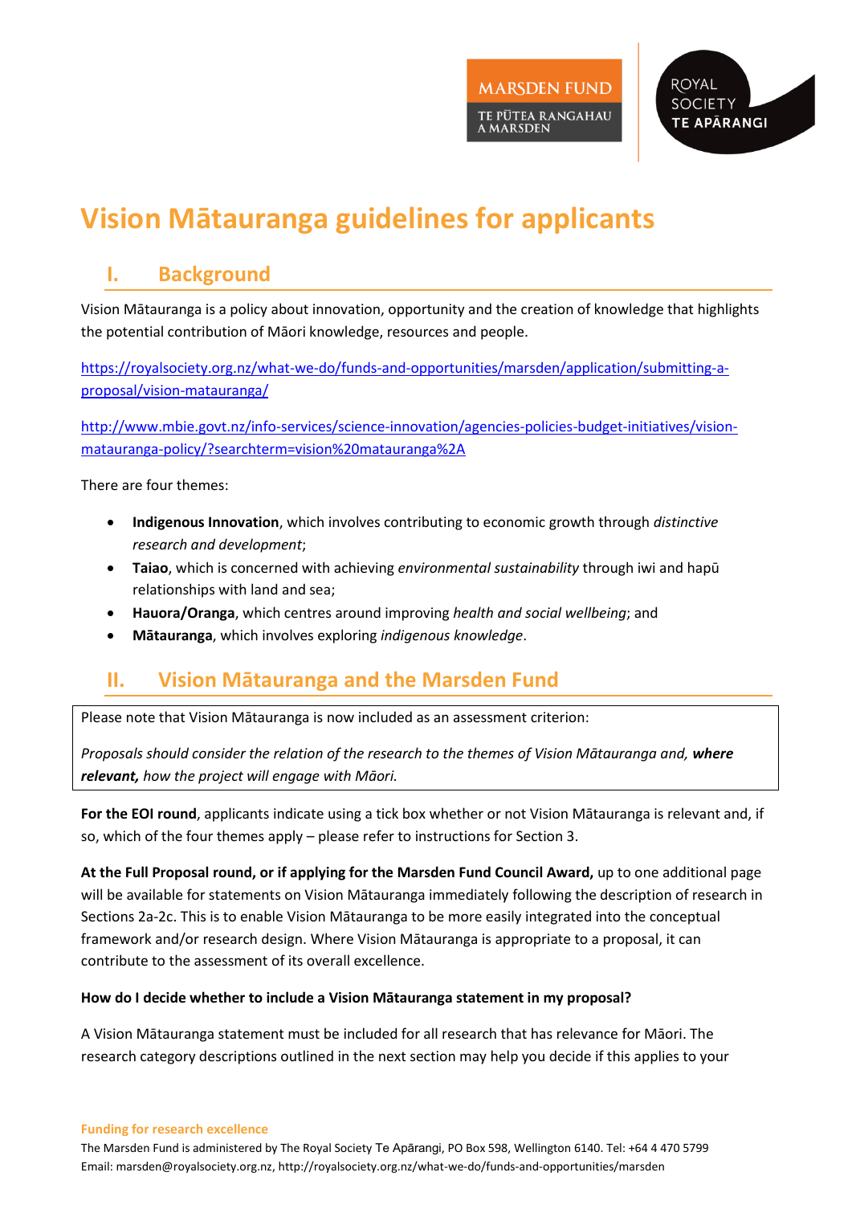# Vision Mātauranga guidelines for applicants

## I. Background

Vision Mātauranga is a policy about innovation, opportunity and the creation of knowledge that highlights the potential contribution of Māori knowledge, resources and people.

https://royalsociety.org.nz/what-we-do/funds-and-opportunities/marsden/application/submitting-a-proposal/vision-matauranga/

http://www.mbie.govt.nz/info-services/science-innovation/agencies-policies-budget-initiatives/vision-matauranga-policy/?searchterm=vision%20matauranga%2A

There are four themes:

- **Indigenous Innovation**, which involves contributing to economic growth through *distinctive research and development*;
- **Taiao**, which is concerned with achieving *environmental sustainability* through iwi and hapū relationships with land and sea;
- **Hauora/Oranga**, which centres around improving *health and social wellbeing*; and
- **Mātauranga**, which involves exploring *indigenous knowledge*.

## II. Vision Mātauranga and the Marsden Fund

Please note that Vision Mātauranga is now included as an assessment criterion:

*Proposals should consider the relation of the research to the themes of Vision Mātauranga and,* ***where relevant,*** *how the project will engage with Māori.*

**For the EOI round**, applicants indicate using a tick box whether or not Vision Mātauranga is relevant and, if so, which of the four themes apply – please refer to instructions for Section 3.

**At the Full Proposal round, or if applying for the Marsden Fund Council Award,** up to one additional page will be available for statements on Vision Mātauranga immediately following the description of research in Sections 2a-2c. This is to enable Vision Mātauranga to be more easily integrated into the conceptual framework and/or research design. Where Vision Mātauranga is appropriate to a proposal, it can contribute to the assessment of its overall excellence.

**How do I decide whether to include a Vision Mātauranga statement in my proposal?**

A Vision Mātauranga statement must be included for all research that has relevance for Māori. The research category descriptions outlined in the next section may help you decide if this applies to your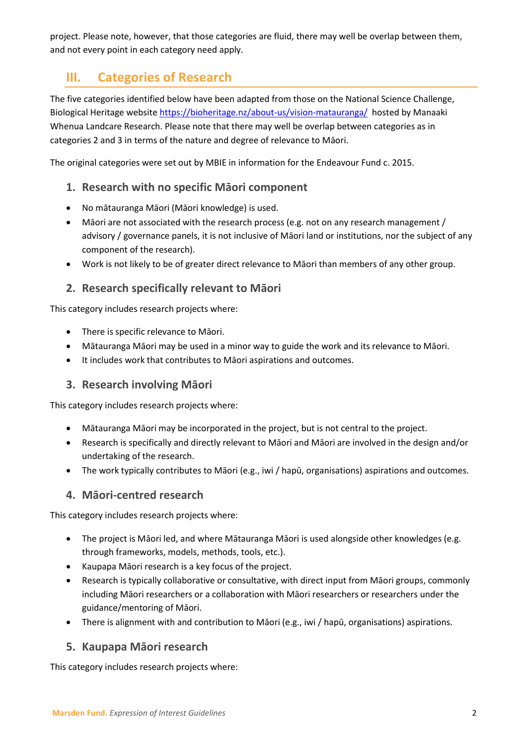project. Please note, however, that those categories are fluid, there may well be overlap between them, and not every point in each category need apply.

## III. Categories of Research

The five categories identified below have been adapted from those on the National Science Challenge, Biological Heritage website https://bioheritage.nz/about-us/vision-matauranga/ hosted by Manaaki Whenua Landcare Research. Please note that there may well be overlap between categories as in categories 2 and 3 in terms of the nature and degree of relevance to Māori.

The original categories were set out by MBIE in information for the Endeavour Fund c. 2015.

### 1. Research with no specific Māori component

- No mātauranga Māori (Māori knowledge) is used.
- Māori are not associated with the research process (e.g. not on any research management / advisory / governance panels, it is not inclusive of Māori land or institutions, nor the subject of any component of the research).
- Work is not likely to be of greater direct relevance to Māori than members of any other group.

### 2. Research specifically relevant to Māori

This category includes research projects where:

- There is specific relevance to Māori.
- Mātauranga Māori may be used in a minor way to guide the work and its relevance to Māori.
- It includes work that contributes to Māori aspirations and outcomes.

### 3. Research involving Māori

This category includes research projects where:

- Mātauranga Māori may be incorporated in the project, but is not central to the project.
- Research is specifically and directly relevant to Māori and Māori are involved in the design and/or undertaking of the research.
- The work typically contributes to Māori (e.g., iwi / hapū, organisations) aspirations and outcomes.

### 4. Māori-centred research

This category includes research projects where:

- The project is Māori led, and where Mātauranga Māori is used alongside other knowledges (e.g. through frameworks, models, methods, tools, etc.).
- Kaupapa Māori research is a key focus of the project.
- Research is typically collaborative or consultative, with direct input from Māori groups, commonly including Māori researchers or a collaboration with Māori researchers or researchers under the guidance/mentoring of Māori.
- There is alignment with and contribution to Māori (e.g., iwi / hapū, organisations) aspirations.

### 5. Kaupapa Māori research

This category includes research projects where: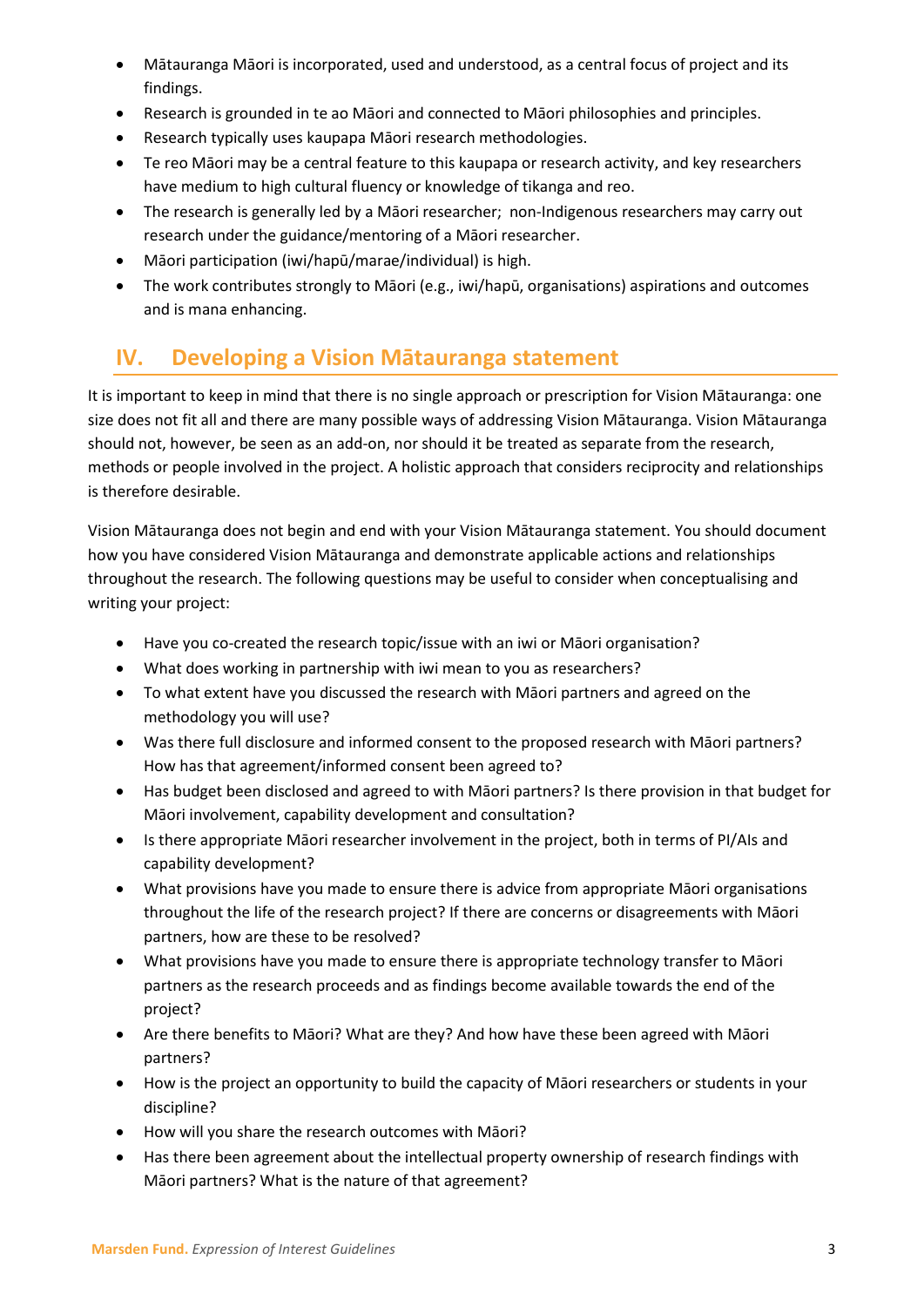- Mātauranga Māori is incorporated, used and understood, as a central focus of project and its findings.
- Research is grounded in te ao Māori and connected to Māori philosophies and principles.
- Research typically uses kaupapa Māori research methodologies.
- Te reo Māori may be a central feature to this kaupapa or research activity, and key researchers have medium to high cultural fluency or knowledge of tikanga and reo.
- The research is generally led by a Māori researcher; non-Indigenous researchers may carry out research under the guidance/mentoring of a Māori researcher.
- Māori participation (iwi/hapū/marae/individual) is high.
- The work contributes strongly to Māori (e.g., iwi/hapū, organisations) aspirations and outcomes and is mana enhancing.

## IV. Developing a Vision Mātauranga statement

It is important to keep in mind that there is no single approach or prescription for Vision Mātauranga: one size does not fit all and there are many possible ways of addressing Vision Mātauranga. Vision Mātauranga should not, however, be seen as an add-on, nor should it be treated as separate from the research, methods or people involved in the project. A holistic approach that considers reciprocity and relationships is therefore desirable.

Vision Mātauranga does not begin and end with your Vision Mātauranga statement. You should document how you have considered Vision Mātauranga and demonstrate applicable actions and relationships throughout the research. The following questions may be useful to consider when conceptualising and writing your project:

- Have you co-created the research topic/issue with an iwi or Māori organisation?
- What does working in partnership with iwi mean to you as researchers?
- To what extent have you discussed the research with Māori partners and agreed on the methodology you will use?
- Was there full disclosure and informed consent to the proposed research with Māori partners? How has that agreement/informed consent been agreed to?
- Has budget been disclosed and agreed to with Māori partners? Is there provision in that budget for Māori involvement, capability development and consultation?
- Is there appropriate Māori researcher involvement in the project, both in terms of PI/AIs and capability development?
- What provisions have you made to ensure there is advice from appropriate Māori organisations throughout the life of the research project? If there are concerns or disagreements with Māori partners, how are these to be resolved?
- What provisions have you made to ensure there is appropriate technology transfer to Māori partners as the research proceeds and as findings become available towards the end of the project?
- Are there benefits to Māori? What are they? And how have these been agreed with Māori partners?
- How is the project an opportunity to build the capacity of Māori researchers or students in your discipline?
- How will you share the research outcomes with Māori?
- Has there been agreement about the intellectual property ownership of research findings with Māori partners? What is the nature of that agreement?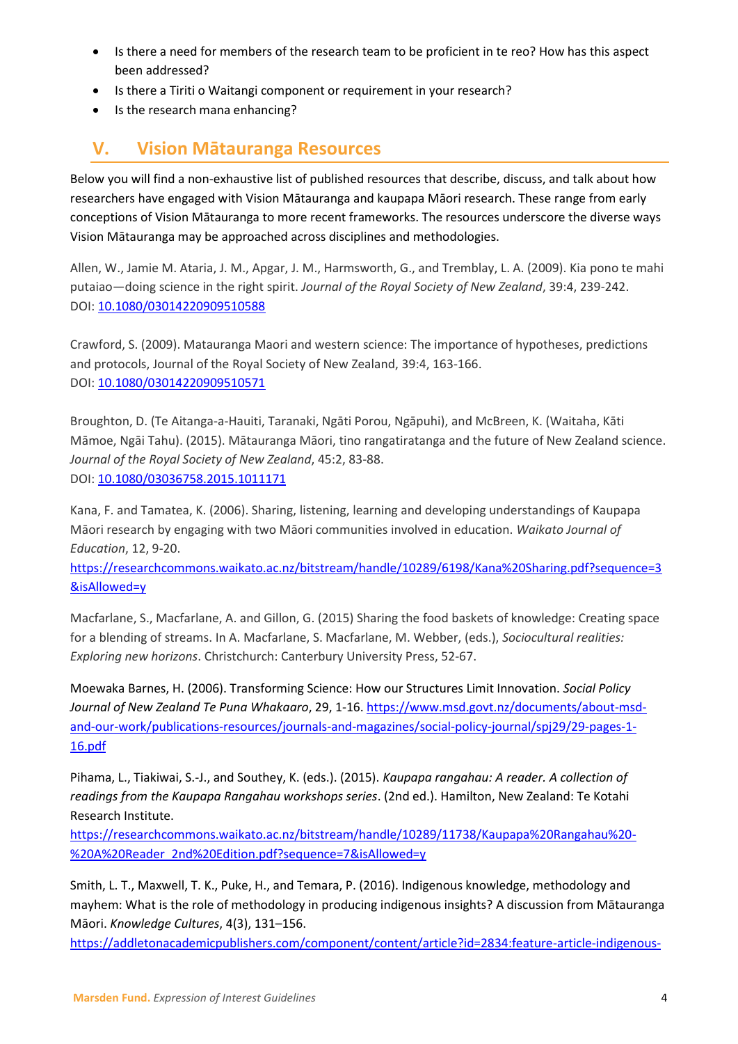- Is there a need for members of the research team to be proficient in te reo? How has this aspect been addressed?
- Is there a Tiriti o Waitangi component or requirement in your research?
- Is the research mana enhancing?

## V. Vision Mātauranga Resources

Below you will find a non-exhaustive list of published resources that describe, discuss, and talk about how researchers have engaged with Vision Mātauranga and kaupapa Māori research. These range from early conceptions of Vision Mātauranga to more recent frameworks. The resources underscore the diverse ways Vision Mātauranga may be approached across disciplines and methodologies.

Allen, W., Jamie M. Ataria, J. M., Apgar, J. M., Harmsworth, G., and Tremblay, L. A. (2009). Kia pono te mahi putaiao—doing science in the right spirit. *Journal of the Royal Society of New Zealand*, 39:4, 239-242. DOI: [10.1080/03014220909510588](https://doi.org/10.1080/03014220909510588)

Crawford, S. (2009). Matauranga Maori and western science: The importance of hypotheses, predictions and protocols, Journal of the Royal Society of New Zealand, 39:4, 163-166. DOI: [10.1080/03014220909510571](https://doi.org/10.1080/03014220909510571)

Broughton, D. (Te Aitanga-a-Hauiti, Taranaki, Ngāti Porou, Ngāpuhi), and McBreen, K. (Waitaha, Kāti Māmoe, Ngāi Tahu). (2015). Mātauranga Māori, tino rangatiratanga and the future of New Zealand science. *Journal of the Royal Society of New Zealand*, 45:2, 83-88. DOI: [10.1080/03036758.2015.1011171](https://doi.org/10.1080/03036758.2015.1011171)

Kana, F. and Tamatea, K. (2006). Sharing, listening, learning and developing understandings of Kaupapa Māori research by engaging with two Māori communities involved in education. *Waikato Journal of Education*, 12, 9-20. https://researchcommons.waikato.ac.nz/bitstream/handle/10289/6198/Kana%20Sharing.pdf?sequence=3&isAllowed=y

Macfarlane, S., Macfarlane, A. and Gillon, G. (2015) Sharing the food baskets of knowledge: Creating space for a blending of streams. In A. Macfarlane, S. Macfarlane, M. Webber, (eds.), *Sociocultural realities: Exploring new horizons*. Christchurch: Canterbury University Press, 52-67.

Moewaka Barnes, H. (2006). Transforming Science: How our Structures Limit Innovation. *Social Policy Journal of New Zealand Te Puna Whakaaro*, 29, 1-16. https://www.msd.govt.nz/documents/about-msd-and-our-work/publications-resources/journals-and-magazines/social-policy-journal/spj29/29-pages-1-16.pdf

Pihama, L., Tiakiwai, S.-J., and Southey, K. (eds.). (2015). *Kaupapa rangahau: A reader. A collection of readings from the Kaupapa Rangahau workshops series*. (2nd ed.). Hamilton, New Zealand: Te Kotahi Research Institute. https://researchcommons.waikato.ac.nz/bitstream/handle/10289/11738/Kaupapa%20Rangahau%20-%20A%20Reader_2nd%20Edition.pdf?sequence=7&isAllowed=y

Smith, L. T., Maxwell, T. K., Puke, H., and Temara, P. (2016). Indigenous knowledge, methodology and mayhem: What is the role of methodology in producing indigenous insights? A discussion from Mātauranga Māori. *Knowledge Cultures*, 4(3), 131–156. https://addletonacademicpublishers.com/component/content/article?id=2834:feature-article-indigenous-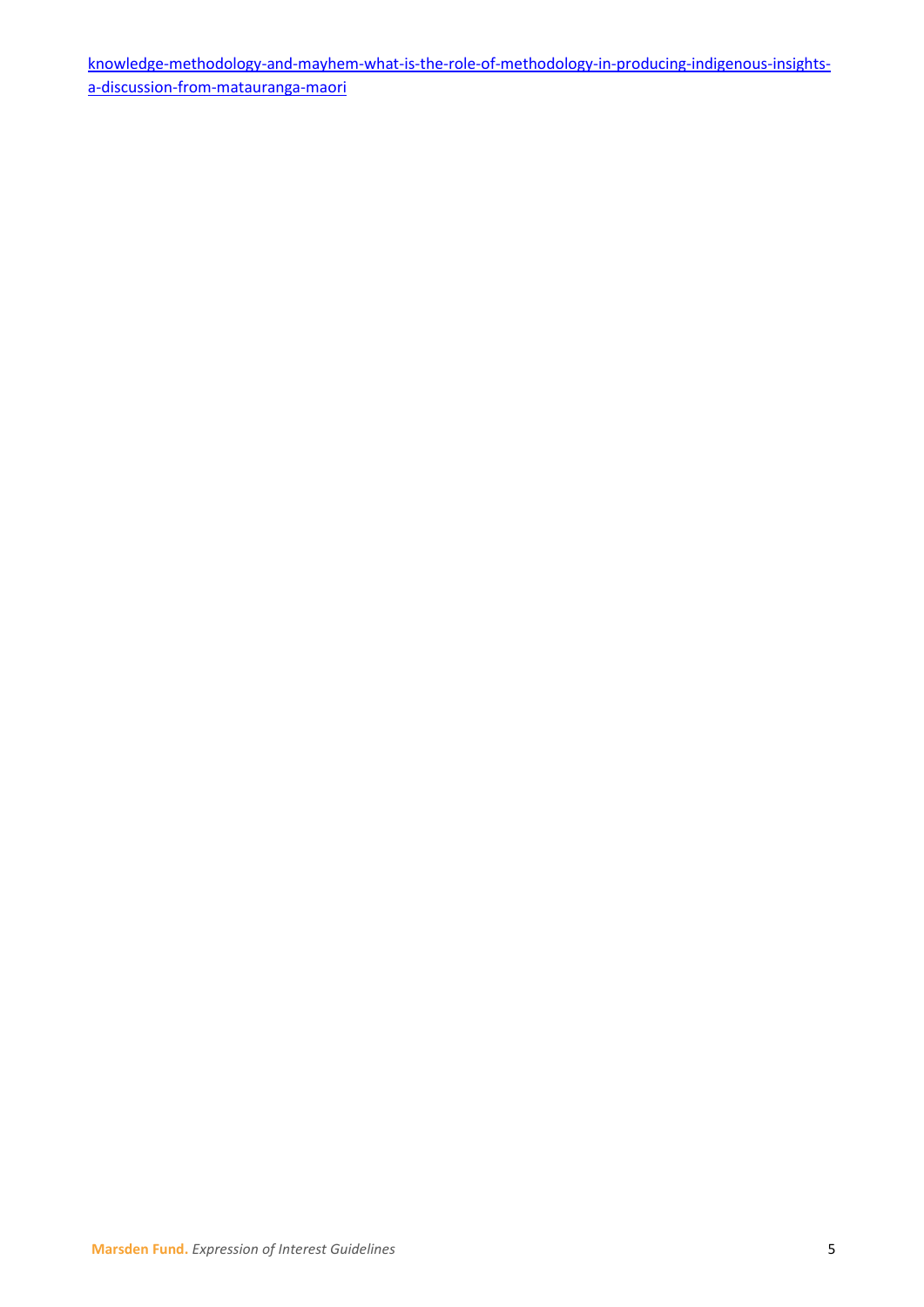[knowledge-methodology-and-mayhem-what-is-the-role-of-methodology-in-producing-indigenous-insights-a-discussion-from-matauranga-maori](knowledge-methodology-and-mayhem-what-is-the-role-of-methodology-in-producing-indigenous-insights-a-discussion-from-matauranga-maori)